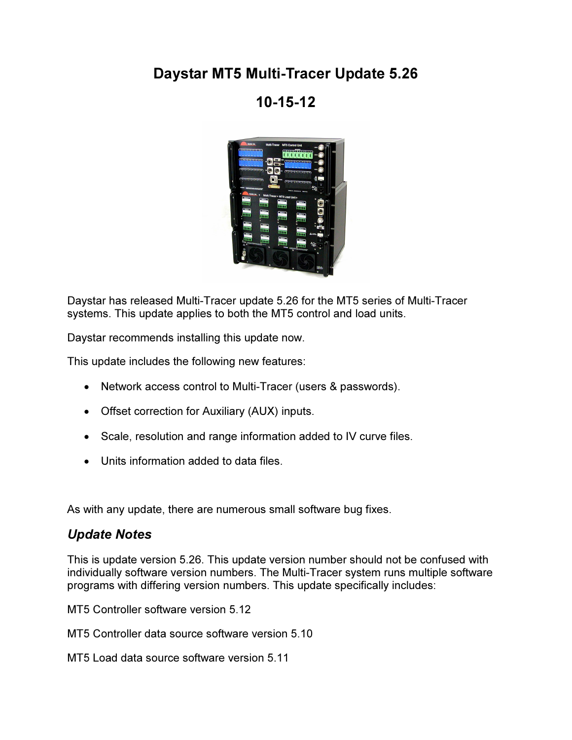# Daystar MT5 Multi-Tracer Update 5.26

## 10-15-12

Daystar has released Multi-Tracer update 5.26 for the MT5 series of Multi-Tracer systems. This update applies to both the MT5 control and load units.

Daystar recommends installing this update now.

This update includes the following new features:

- Network access control to Multi-Tracer (users & passwords).
- Offset correction for Auxiliary (AUX) inputs.
- Scale, resolution and range information added to IV curve files.
- Units information added to data files.

As with any update, there are numerous small software bug fixes.

### *Update Notes*

This is update version 5.26. This update version number should not be confused with individually software version numbers. The Multi-Tracer system runs multiple software programs with differing version numbers. This update specifically includes:

MT5 Controller software version 5.12

MT5 Controller data source software version 5.10

MT5 Load data source software version 5.11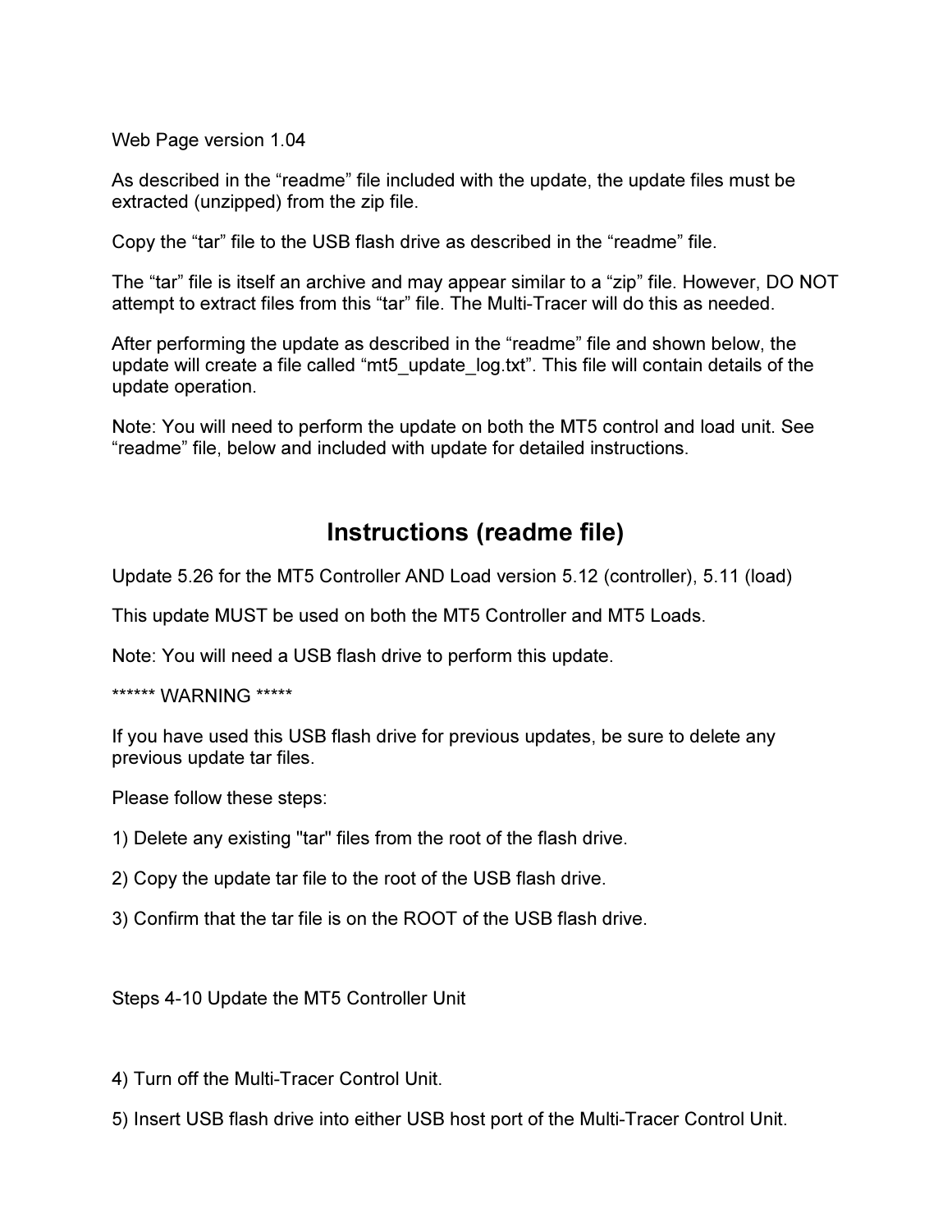Web Page version 1.04

As described in the “readme” file included with the update, the update files must be extracted (unzipped) from the zip file.

Copy the “tar” file to the USB flash drive as described in the “readme” file.

The “tar” file is itself an archive and may appear similar to a “zip” file. However, DO NOT attempt to extract files from this “tar” file. The Multi-Tracer will do this as needed.

After performing the update as described in the “readme” file and shown below, the update will create a file called “mt5_update_log.txt”. This file will contain details of the update operation.

Note: You will need to perform the update on both the MT5 control and load unit. See “readme” file, below and included with update for detailed instructions.

## Instructions (readme file)

Update 5.26 for the MT5 Controller AND Load version 5.12 (controller), 5.11 (load)

This update MUST be used on both the MT5 Controller and MT5 Loads.

Note: You will need a USB flash drive to perform this update.

****** WARNING *****

If you have used this USB flash drive for previous updates, be sure to delete any previous update tar files.

Please follow these steps:

1) Delete any existing "tar" files from the root of the flash drive.

2) Copy the update tar file to the root of the USB flash drive.

3) Confirm that the tar file is on the ROOT of the USB flash drive.

Steps 4-10 Update the MT5 Controller Unit

4) Turn off the Multi-Tracer Control Unit.

5) Insert USB flash drive into either USB host port of the Multi-Tracer Control Unit.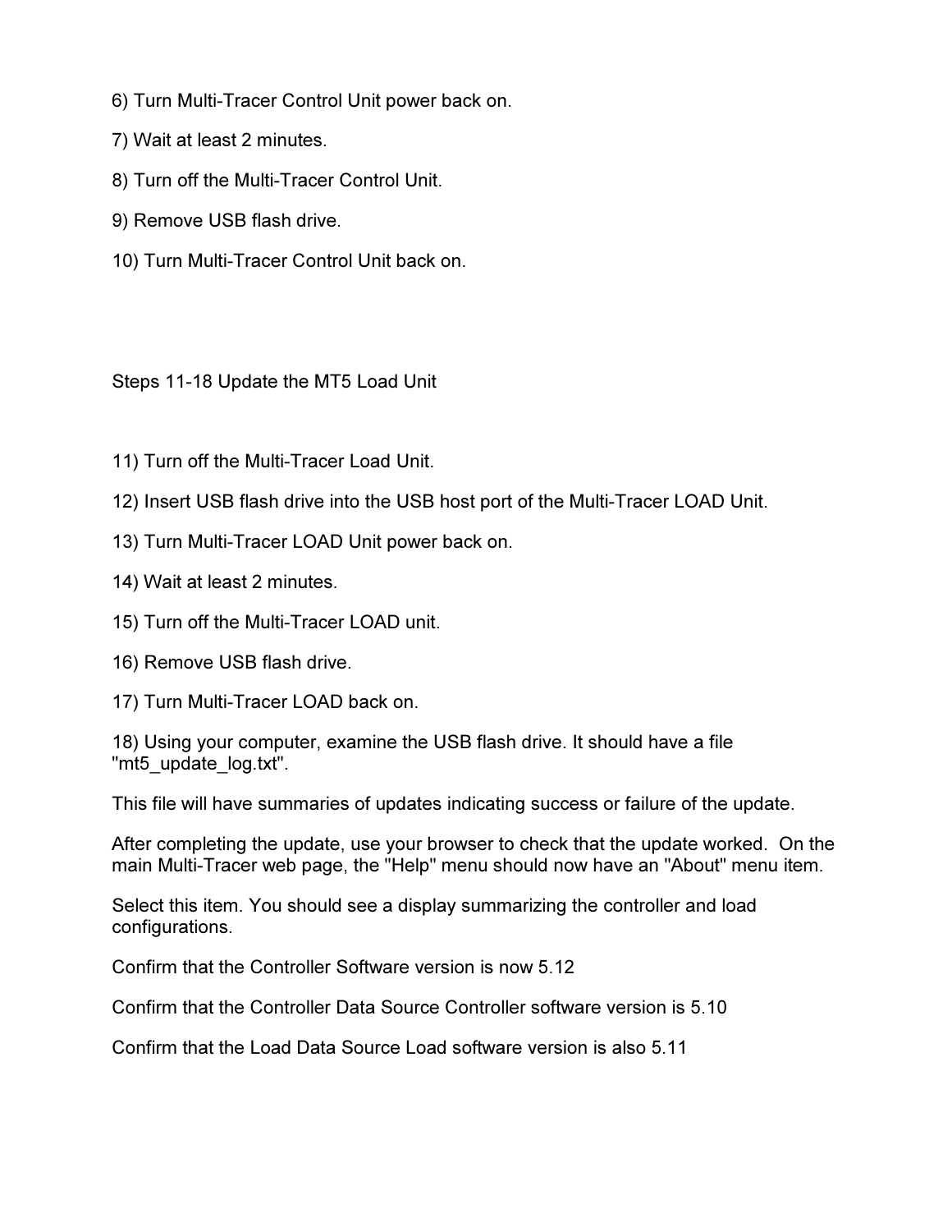6) Turn Multi-Tracer Control Unit power back on.

7) Wait at least 2 minutes.

8) Turn off the Multi-Tracer Control Unit.

9) Remove USB flash drive.

10) Turn Multi-Tracer Control Unit back on.

Steps 11-18 Update the MT5 Load Unit

11) Turn off the Multi-Tracer Load Unit.

12) Insert USB flash drive into the USB host port of the Multi-Tracer LOAD Unit.

13) Turn Multi-Tracer LOAD Unit power back on.

14) Wait at least 2 minutes.

15) Turn off the Multi-Tracer LOAD unit.

16) Remove USB flash drive.

17) Turn Multi-Tracer LOAD back on.

18) Using your computer, examine the USB flash drive. It should have a file "mt5_update_log.txt".

This file will have summaries of updates indicating success or failure of the update.

After completing the update, use your browser to check that the update worked. On the main Multi-Tracer web page, the "Help" menu should now have an "About" menu item.

Select this item. You should see a display summarizing the controller and load configurations.

Confirm that the Controller Software version is now 5.12

Confirm that the Controller Data Source Controller software version is 5.10

Confirm that the Load Data Source Load software version is also 5.11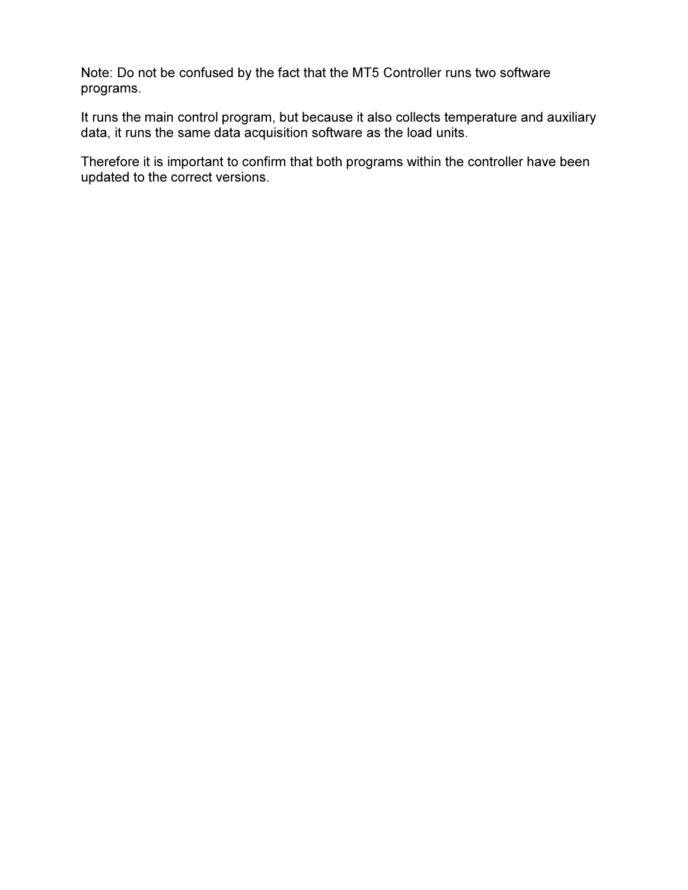Note: Do not be confused by the fact that the MT5 Controller runs two software programs.

It runs the main control program, but because it also collects temperature and auxiliary data, it runs the same data acquisition software as the load units.

Therefore it is important to confirm that both programs within the controller have been updated to the correct versions.